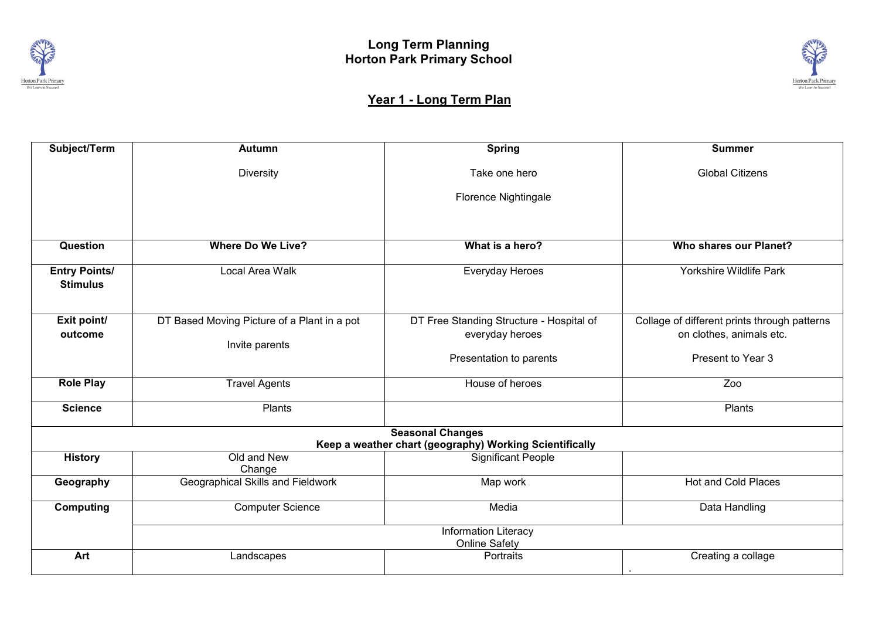# Long Term Planning
# Horton Park Primary School

## Year 1 - Long Term Plan

| Subject/Term | Autumn | Spring | Summer |
|---|---|---|---|
| | Diversity | Take one hero<br>Florence Nightingale | Global Citizens |
| **Question** | **Where Do We Live?** | **What is a hero?** | **Who shares our Planet?** |
| **Entry Points/ Stimulus** | Local Area Walk | Everyday Heroes | Yorkshire Wildlife Park |
| **Exit point/ outcome** | DT Based Moving Picture of a Plant in a pot<br>Invite parents | DT Free Standing Structure - Hospital of everyday heroes<br>Presentation to parents | Collage of different prints through patterns on clothes, animals etc.<br>Present to Year 3 |
| **Role Play** | Travel Agents | House of heroes | Zoo |
| **Science** | Plants | | Plants |
| **Seasonal Changes<br>Keep a weather chart (geography) Working Scientifically** | | | |
| **History** | Old and New<br>Change | Significant People | |
| **Geography** | Geographical Skills and Fieldwork | Map work | Hot and Cold Places |
| **Computing** | Computer Science | Media | Data Handling |
| | Information Literacy<br>Online Safety | | |
| **Art** | Landscapes | Portraits | Creating a collage |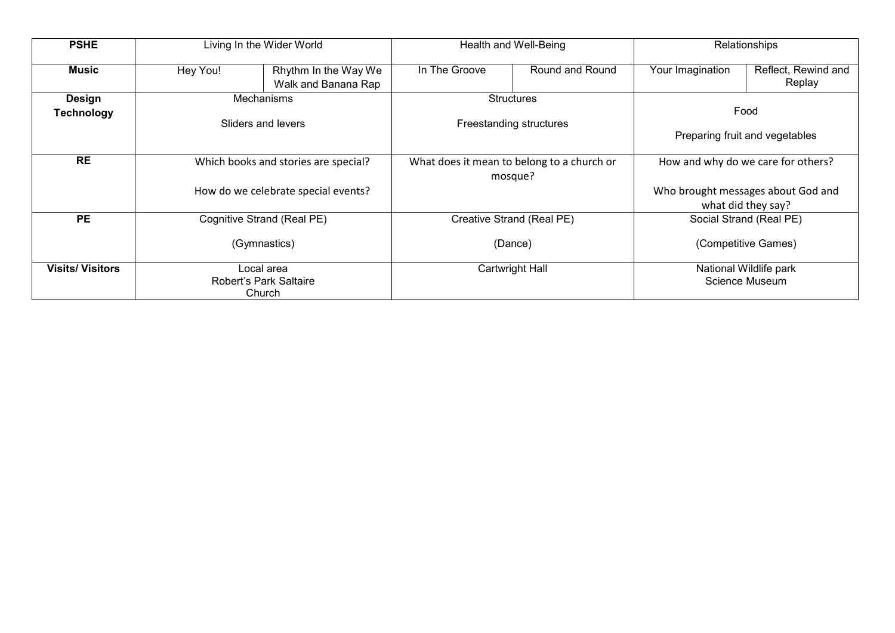| | | | | | | |
|---|---|---|---|---|---|---|
| **PSHE** | Living In the Wider World | | Health and Well-Being | | Relationships | |
| **Music** | Hey You! | Rhythm In the Way We Walk and Banana Rap | In The Groove | Round and Round | Your Imagination | Reflect, Rewind and Replay |
| **Design Technology** | Mechanisms<br><br>Sliders and levers | | Structures<br><br>Freestanding structures | | Food<br><br>Preparing fruit and vegetables | |
| **RE** | Which books and stories are special?<br><br>How do we celebrate special events? | | What does it mean to belong to a church or mosque? | | How and why do we care for others?<br><br>Who brought messages about God and what did they say? | |
| **PE** | Cognitive Strand (Real PE)<br><br>(Gymnastics) | | Creative Strand (Real PE)<br><br>(Dance) | | Social Strand (Real PE)<br><br>(Competitive Games) | |
| **Visits/ Visitors** | Local area<br>Robert's Park Saltaire<br>Church | | Cartwright Hall | | National Wildlife park<br>Science Museum | |